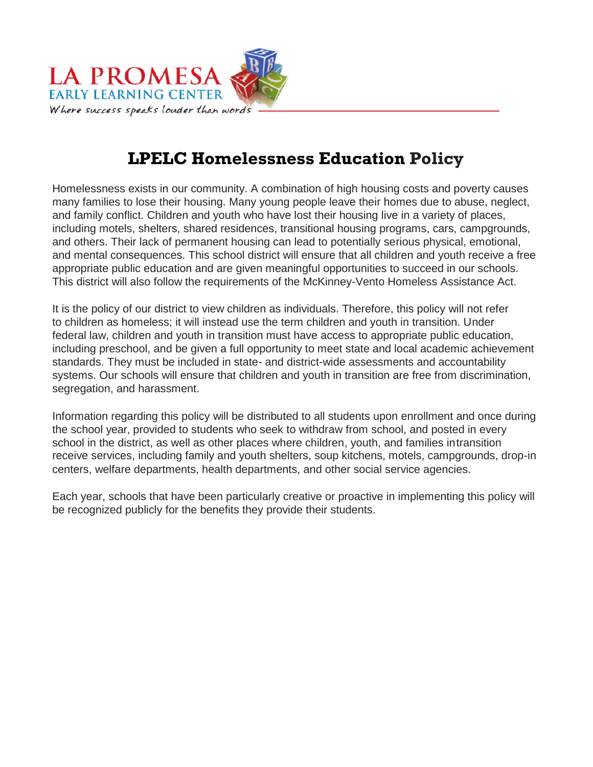LA PROMESA
EARLY LEARNING CENTER
*Where success speaks louder than words*

# LPELC Homelessness Education Policy

Homelessness exists in our community. A combination of high housing costs and poverty causes many families to lose their housing. Many young people leave their homes due to abuse, neglect, and family conflict. Children and youth who have lost their housing live in a variety of places, including motels, shelters, shared residences, transitional housing programs, cars, campgrounds, and others. Their lack of permanent housing can lead to potentially serious physical, emotional, and mental consequences. This school district will ensure that all children and youth receive a free appropriate public education and are given meaningful opportunities to succeed in our schools. This district will also follow the requirements of the McKinney-Vento Homeless Assistance Act.

It is the policy of our district to view children as individuals. Therefore, this policy will not refer to children as homeless; it will instead use the term children and youth in transition. Under federal law, children and youth in transition must have access to appropriate public education, including preschool, and be given a full opportunity to meet state and local academic achievement standards. They must be included in state- and district-wide assessments and accountability systems. Our schools will ensure that children and youth in transition are free from discrimination, segregation, and harassment.

Information regarding this policy will be distributed to all students upon enrollment and once during the school year, provided to students who seek to withdraw from school, and posted in every school in the district, as well as other places where children, youth, and families intransition receive services, including family and youth shelters, soup kitchens, motels, campgrounds, drop-in centers, welfare departments, health departments, and other social service agencies.

Each year, schools that have been particularly creative or proactive in implementing this policy will be recognized publicly for the benefits they provide their students.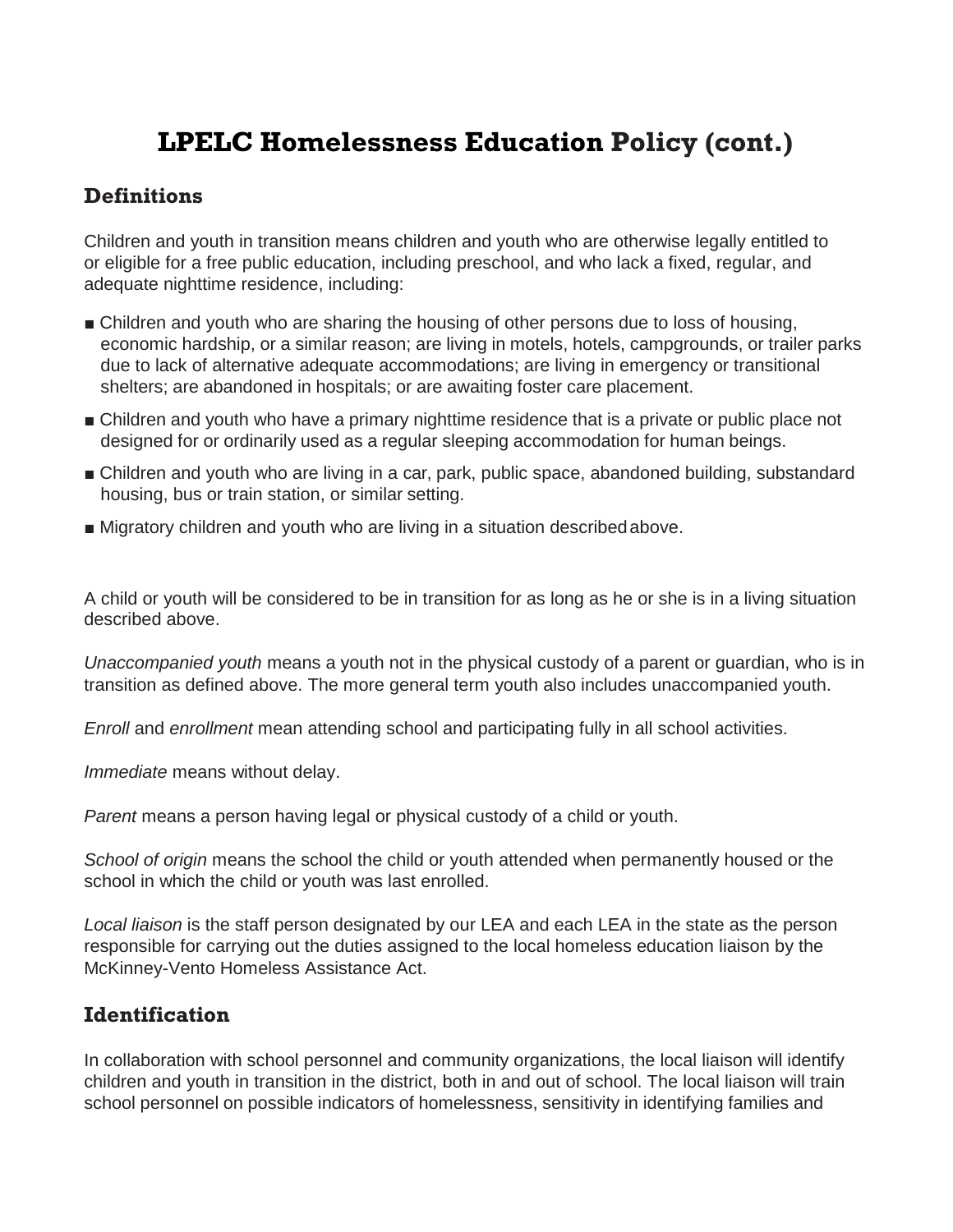# LPELC Homelessness Education Policy (cont.)

## Definitions

Children and youth in transition means children and youth who are otherwise legally entitled to or eligible for a free public education, including preschool, and who lack a fixed, regular, and adequate nighttime residence, including:

- Children and youth who are sharing the housing of other persons due to loss of housing, economic hardship, or a similar reason; are living in motels, hotels, campgrounds, or trailer parks due to lack of alternative adequate accommodations; are living in emergency or transitional shelters; are abandoned in hospitals; or are awaiting foster care placement.
- Children and youth who have a primary nighttime residence that is a private or public place not designed for or ordinarily used as a regular sleeping accommodation for human beings.
- Children and youth who are living in a car, park, public space, abandoned building, substandard housing, bus or train station, or similar setting.
- Migratory children and youth who are living in a situation described above.

A child or youth will be considered to be in transition for as long as he or she is in a living situation described above.

*Unaccompanied youth* means a youth not in the physical custody of a parent or guardian, who is in transition as defined above. The more general term youth also includes unaccompanied youth.

*Enroll* and *enrollment* mean attending school and participating fully in all school activities.

*Immediate* means without delay.

*Parent* means a person having legal or physical custody of a child or youth.

*School of origin* means the school the child or youth attended when permanently housed or the school in which the child or youth was last enrolled.

*Local liaison* is the staff person designated by our LEA and each LEA in the state as the person responsible for carrying out the duties assigned to the local homeless education liaison by the McKinney-Vento Homeless Assistance Act.

## Identification

In collaboration with school personnel and community organizations, the local liaison will identify children and youth in transition in the district, both in and out of school. The local liaison will train school personnel on possible indicators of homelessness, sensitivity in identifying families and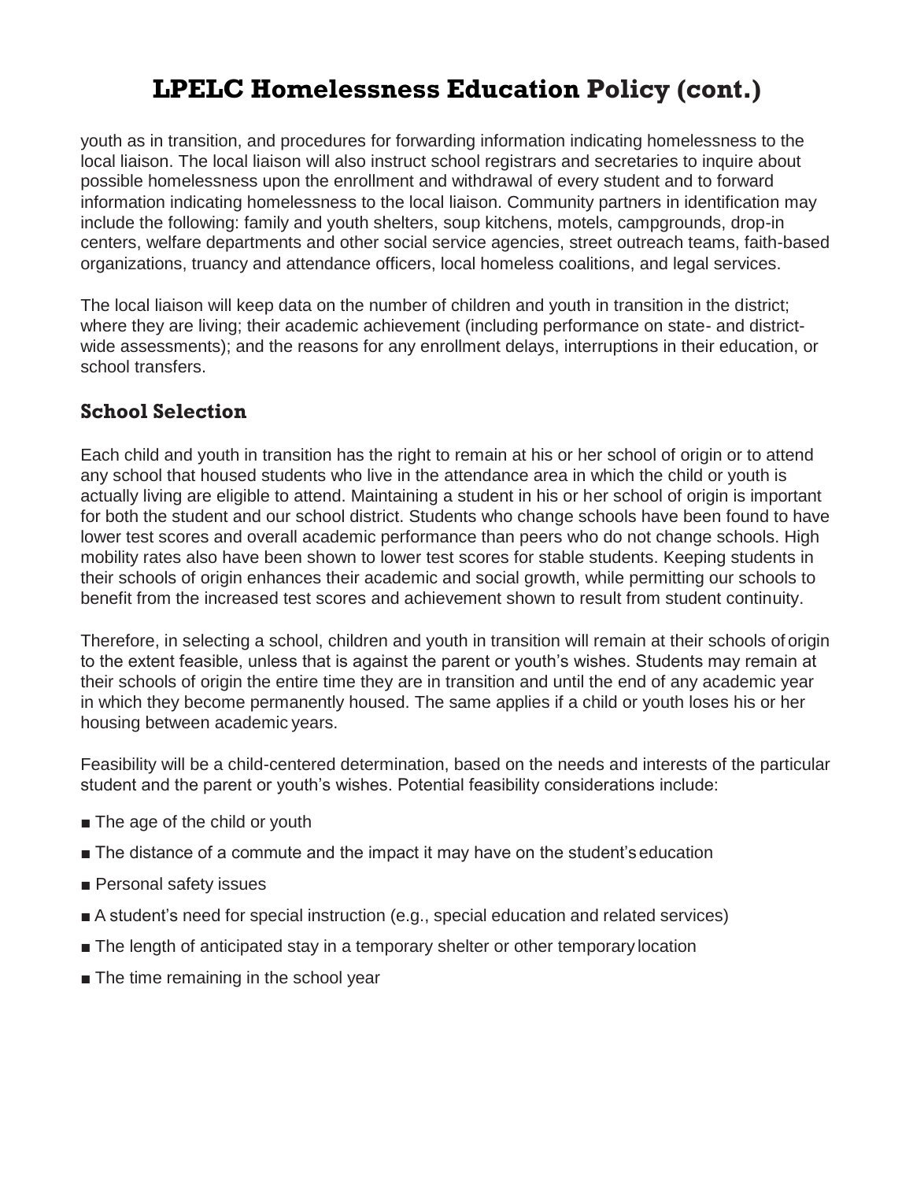# LPELC Homelessness Education Policy (cont.)

youth as in transition, and procedures for forwarding information indicating homelessness to the local liaison. The local liaison will also instruct school registrars and secretaries to inquire about possible homelessness upon the enrollment and withdrawal of every student and to forward information indicating homelessness to the local liaison. Community partners in identification may include the following: family and youth shelters, soup kitchens, motels, campgrounds, drop-in centers, welfare departments and other social service agencies, street outreach teams, faith-based organizations, truancy and attendance officers, local homeless coalitions, and legal services.

The local liaison will keep data on the number of children and youth in transition in the district; where they are living; their academic achievement (including performance on state- and district-wide assessments); and the reasons for any enrollment delays, interruptions in their education, or school transfers.

## School Selection

Each child and youth in transition has the right to remain at his or her school of origin or to attend any school that housed students who live in the attendance area in which the child or youth is actually living are eligible to attend. Maintaining a student in his or her school of origin is important for both the student and our school district. Students who change schools have been found to have lower test scores and overall academic performance than peers who do not change schools. High mobility rates also have been shown to lower test scores for stable students. Keeping students in their schools of origin enhances their academic and social growth, while permitting our schools to benefit from the increased test scores and achievement shown to result from student continuity.

Therefore, in selecting a school, children and youth in transition will remain at their schools of origin to the extent feasible, unless that is against the parent or youth's wishes. Students may remain at their schools of origin the entire time they are in transition and until the end of any academic year in which they become permanently housed. The same applies if a child or youth loses his or her housing between academic years.

Feasibility will be a child-centered determination, based on the needs and interests of the particular student and the parent or youth's wishes. Potential feasibility considerations include:

- The age of the child or youth
- The distance of a commute and the impact it may have on the student's education
- Personal safety issues
- A student's need for special instruction (e.g., special education and related services)
- The length of anticipated stay in a temporary shelter or other temporary location
- The time remaining in the school year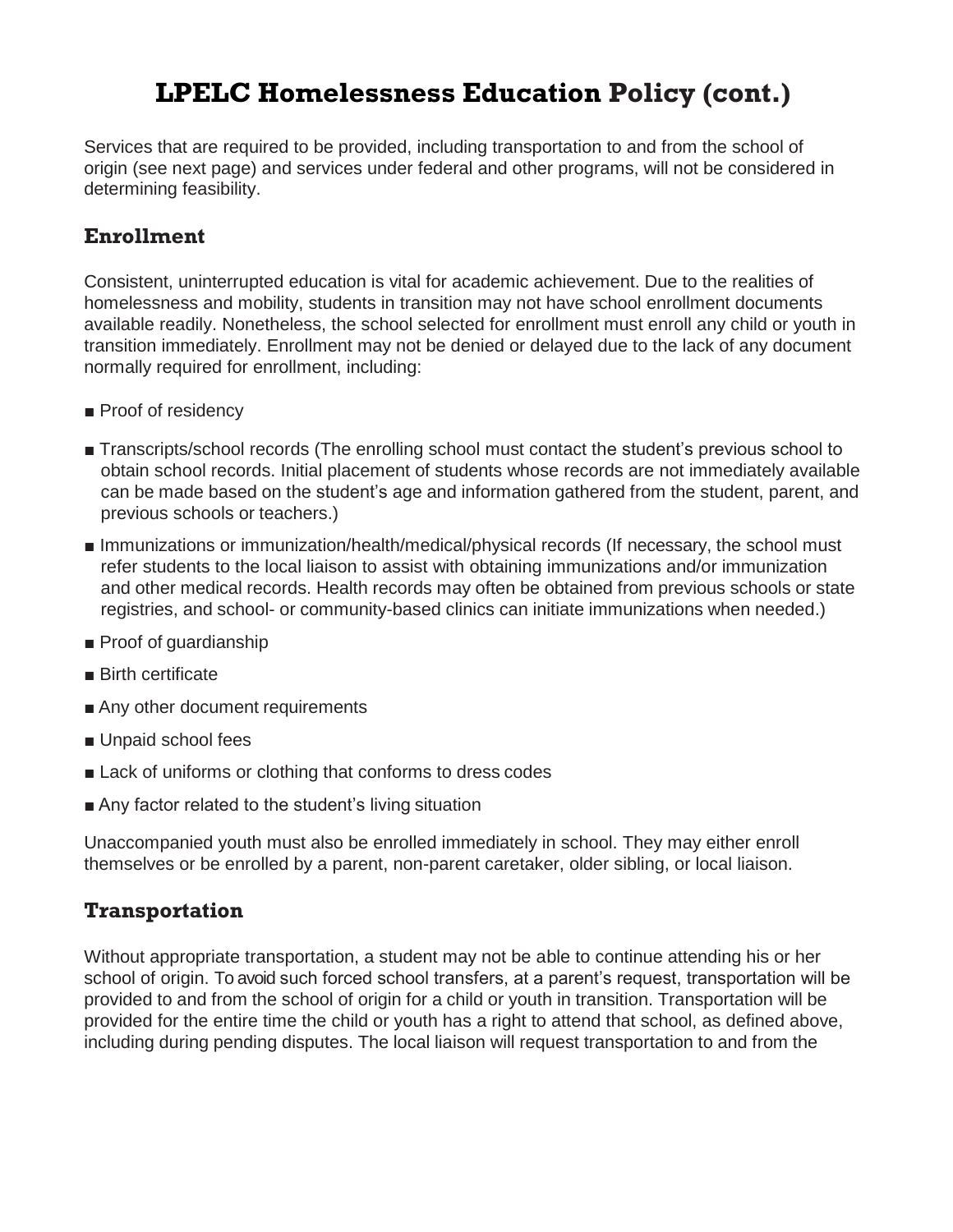# LPELC Homelessness Education Policy (cont.)

Services that are required to be provided, including transportation to and from the school of origin (see next page) and services under federal and other programs, will not be considered in determining feasibility.

## Enrollment

Consistent, uninterrupted education is vital for academic achievement. Due to the realities of homelessness and mobility, students in transition may not have school enrollment documents available readily. Nonetheless, the school selected for enrollment must enroll any child or youth in transition immediately. Enrollment may not be denied or delayed due to the lack of any document normally required for enrollment, including:

- Proof of residency
- Transcripts/school records (The enrolling school must contact the student's previous school to obtain school records. Initial placement of students whose records are not immediately available can be made based on the student's age and information gathered from the student, parent, and previous schools or teachers.)
- Immunizations or immunization/health/medical/physical records (If necessary, the school must refer students to the local liaison to assist with obtaining immunizations and/or immunization and other medical records. Health records may often be obtained from previous schools or state registries, and school- or community-based clinics can initiate immunizations when needed.)
- Proof of guardianship
- Birth certificate
- Any other document requirements
- Unpaid school fees
- Lack of uniforms or clothing that conforms to dress codes
- Any factor related to the student's living situation

Unaccompanied youth must also be enrolled immediately in school. They may either enroll themselves or be enrolled by a parent, non-parent caretaker, older sibling, or local liaison.

## Transportation

Without appropriate transportation, a student may not be able to continue attending his or her school of origin. To avoid such forced school transfers, at a parent's request, transportation will be provided to and from the school of origin for a child or youth in transition. Transportation will be provided for the entire time the child or youth has a right to attend that school, as defined above, including during pending disputes. The local liaison will request transportation to and from the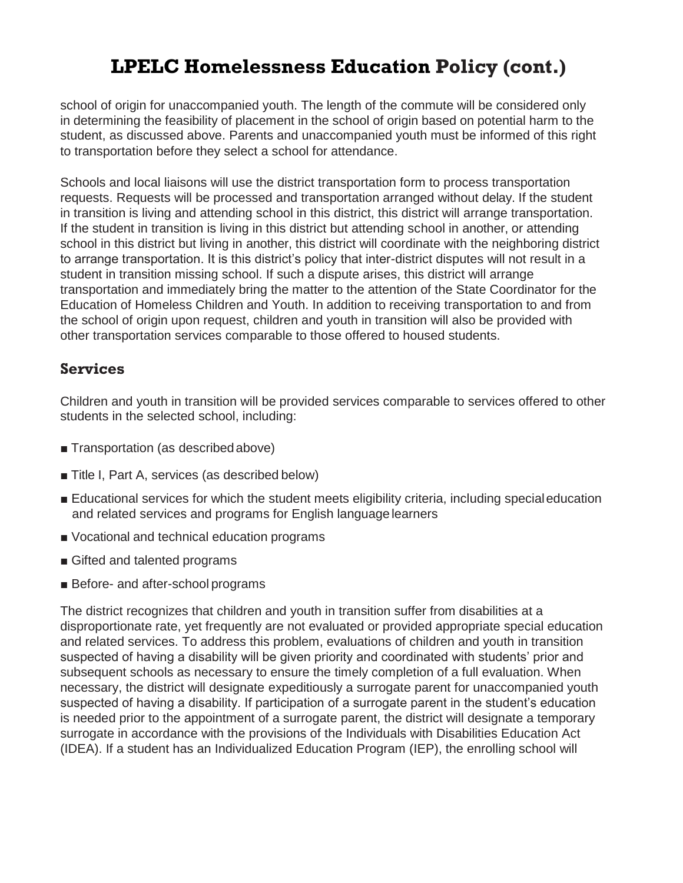# LPELC Homelessness Education Policy (cont.)

school of origin for unaccompanied youth. The length of the commute will be considered only in determining the feasibility of placement in the school of origin based on potential harm to the student, as discussed above. Parents and unaccompanied youth must be informed of this right to transportation before they select a school for attendance.

Schools and local liaisons will use the district transportation form to process transportation requests. Requests will be processed and transportation arranged without delay. If the student in transition is living and attending school in this district, this district will arrange transportation. If the student in transition is living in this district but attending school in another, or attending school in this district but living in another, this district will coordinate with the neighboring district to arrange transportation. It is this district's policy that inter-district disputes will not result in a student in transition missing school. If such a dispute arises, this district will arrange transportation and immediately bring the matter to the attention of the State Coordinator for the Education of Homeless Children and Youth. In addition to receiving transportation to and from the school of origin upon request, children and youth in transition will also be provided with other transportation services comparable to those offered to housed students.

## Services

Children and youth in transition will be provided services comparable to services offered to other students in the selected school, including:

- Transportation (as described above)
- Title I, Part A, services (as described below)
- Educational services for which the student meets eligibility criteria, including special education and related services and programs for English language learners
- Vocational and technical education programs
- Gifted and talented programs
- Before- and after-school programs

The district recognizes that children and youth in transition suffer from disabilities at a disproportionate rate, yet frequently are not evaluated or provided appropriate special education and related services. To address this problem, evaluations of children and youth in transition suspected of having a disability will be given priority and coordinated with students' prior and subsequent schools as necessary to ensure the timely completion of a full evaluation. When necessary, the district will designate expeditiously a surrogate parent for unaccompanied youth suspected of having a disability. If participation of a surrogate parent in the student's education is needed prior to the appointment of a surrogate parent, the district will designate a temporary surrogate in accordance with the provisions of the Individuals with Disabilities Education Act (IDEA). If a student has an Individualized Education Program (IEP), the enrolling school will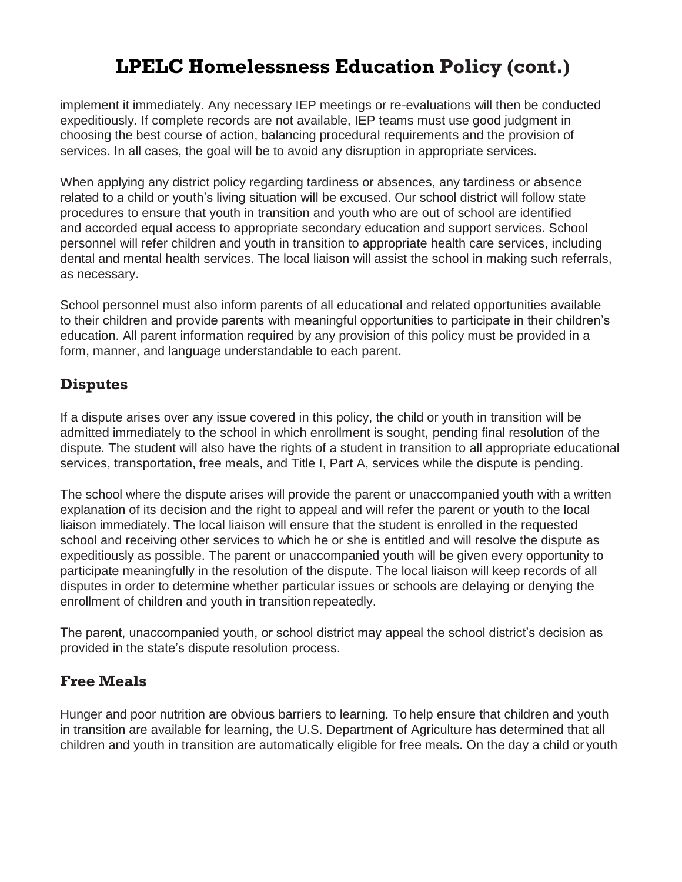# LPELC Homelessness Education Policy (cont.)

implement it immediately. Any necessary IEP meetings or re-evaluations will then be conducted expeditiously. If complete records are not available, IEP teams must use good judgment in choosing the best course of action, balancing procedural requirements and the provision of services. In all cases, the goal will be to avoid any disruption in appropriate services.

When applying any district policy regarding tardiness or absences, any tardiness or absence related to a child or youth's living situation will be excused. Our school district will follow state procedures to ensure that youth in transition and youth who are out of school are identified and accorded equal access to appropriate secondary education and support services. School personnel will refer children and youth in transition to appropriate health care services, including dental and mental health services. The local liaison will assist the school in making such referrals, as necessary.

School personnel must also inform parents of all educational and related opportunities available to their children and provide parents with meaningful opportunities to participate in their children's education. All parent information required by any provision of this policy must be provided in a form, manner, and language understandable to each parent.

## Disputes

If a dispute arises over any issue covered in this policy, the child or youth in transition will be admitted immediately to the school in which enrollment is sought, pending final resolution of the dispute. The student will also have the rights of a student in transition to all appropriate educational services, transportation, free meals, and Title I, Part A, services while the dispute is pending.

The school where the dispute arises will provide the parent or unaccompanied youth with a written explanation of its decision and the right to appeal and will refer the parent or youth to the local liaison immediately. The local liaison will ensure that the student is enrolled in the requested school and receiving other services to which he or she is entitled and will resolve the dispute as expeditiously as possible. The parent or unaccompanied youth will be given every opportunity to participate meaningfully in the resolution of the dispute. The local liaison will keep records of all disputes in order to determine whether particular issues or schools are delaying or denying the enrollment of children and youth in transition repeatedly.

The parent, unaccompanied youth, or school district may appeal the school district's decision as provided in the state's dispute resolution process.

## Free Meals

Hunger and poor nutrition are obvious barriers to learning. To help ensure that children and youth in transition are available for learning, the U.S. Department of Agriculture has determined that all children and youth in transition are automatically eligible for free meals. On the day a child or youth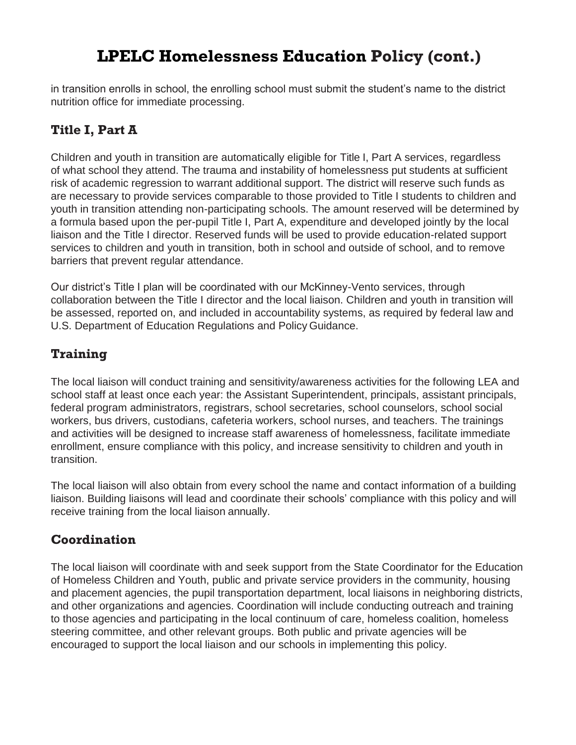# LPELC Homelessness Education Policy (cont.)

in transition enrolls in school, the enrolling school must submit the student's name to the district nutrition office for immediate processing.

## Title I, Part A

Children and youth in transition are automatically eligible for Title I, Part A services, regardless of what school they attend. The trauma and instability of homelessness put students at sufficient risk of academic regression to warrant additional support. The district will reserve such funds as are necessary to provide services comparable to those provided to Title I students to children and youth in transition attending non-participating schools. The amount reserved will be determined by a formula based upon the per-pupil Title I, Part A, expenditure and developed jointly by the local liaison and the Title I director. Reserved funds will be used to provide education-related support services to children and youth in transition, both in school and outside of school, and to remove barriers that prevent regular attendance.

Our district's Title I plan will be coordinated with our McKinney-Vento services, through collaboration between the Title I director and the local liaison. Children and youth in transition will be assessed, reported on, and included in accountability systems, as required by federal law and U.S. Department of Education Regulations and Policy Guidance.

## Training

The local liaison will conduct training and sensitivity/awareness activities for the following LEA and school staff at least once each year: the Assistant Superintendent, principals, assistant principals, federal program administrators, registrars, school secretaries, school counselors, school social workers, bus drivers, custodians, cafeteria workers, school nurses, and teachers. The trainings and activities will be designed to increase staff awareness of homelessness, facilitate immediate enrollment, ensure compliance with this policy, and increase sensitivity to children and youth in transition.

The local liaison will also obtain from every school the name and contact information of a building liaison. Building liaisons will lead and coordinate their schools' compliance with this policy and will receive training from the local liaison annually.

## Coordination

The local liaison will coordinate with and seek support from the State Coordinator for the Education of Homeless Children and Youth, public and private service providers in the community, housing and placement agencies, the pupil transportation department, local liaisons in neighboring districts, and other organizations and agencies. Coordination will include conducting outreach and training to those agencies and participating in the local continuum of care, homeless coalition, homeless steering committee, and other relevant groups. Both public and private agencies will be encouraged to support the local liaison and our schools in implementing this policy.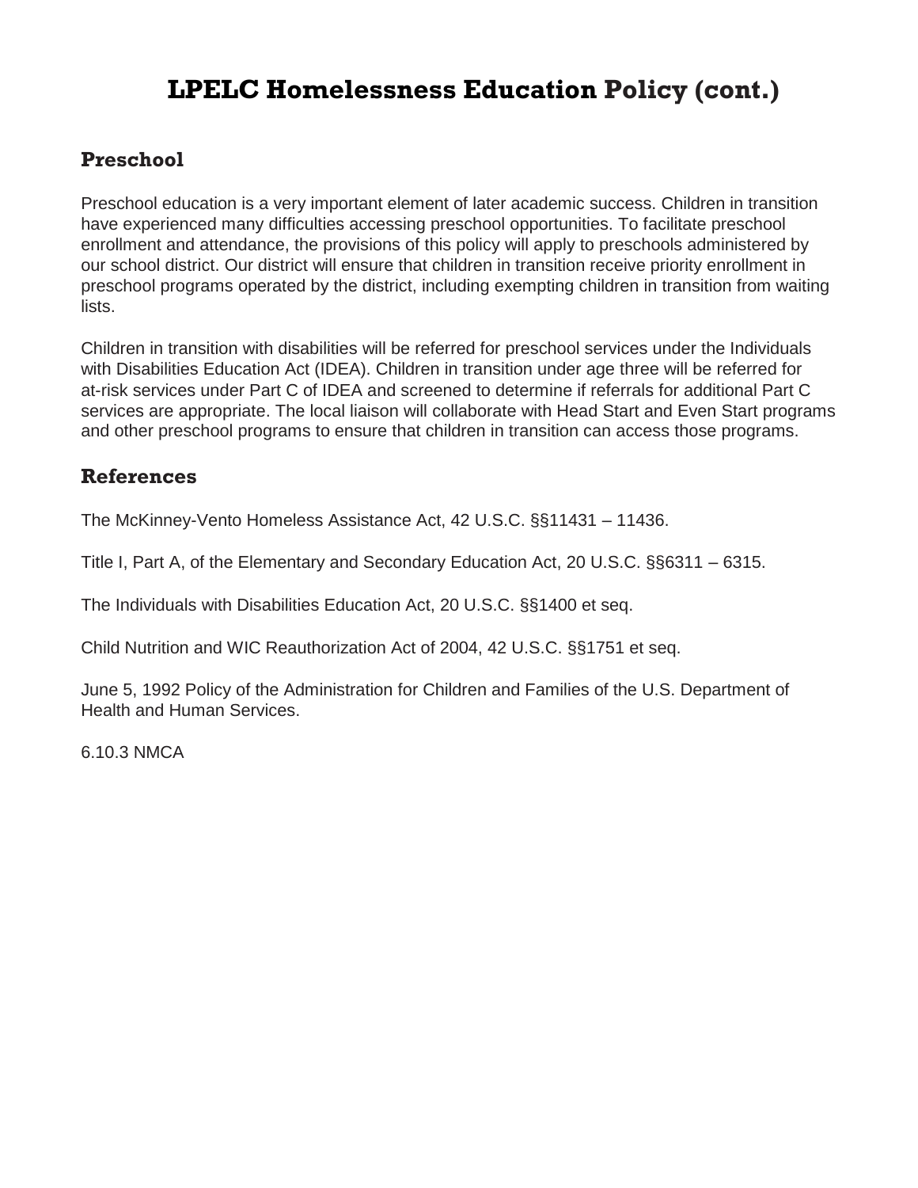# LPELC Homelessness Education Policy (cont.)

## Preschool

Preschool education is a very important element of later academic success. Children in transition have experienced many difficulties accessing preschool opportunities. To facilitate preschool enrollment and attendance, the provisions of this policy will apply to preschools administered by our school district. Our district will ensure that children in transition receive priority enrollment in preschool programs operated by the district, including exempting children in transition from waiting lists.

Children in transition with disabilities will be referred for preschool services under the Individuals with Disabilities Education Act (IDEA). Children in transition under age three will be referred for at-risk services under Part C of IDEA and screened to determine if referrals for additional Part C services are appropriate. The local liaison will collaborate with Head Start and Even Start programs and other preschool programs to ensure that children in transition can access those programs.

## References

The McKinney-Vento Homeless Assistance Act, 42 U.S.C. §§11431 – 11436.

Title I, Part A, of the Elementary and Secondary Education Act, 20 U.S.C. §§6311 – 6315.

The Individuals with Disabilities Education Act, 20 U.S.C. §§1400 et seq.

Child Nutrition and WIC Reauthorization Act of 2004, 42 U.S.C. §§1751 et seq.

June 5, 1992 Policy of the Administration for Children and Families of the U.S. Department of Health and Human Services.

6.10.3 NMCA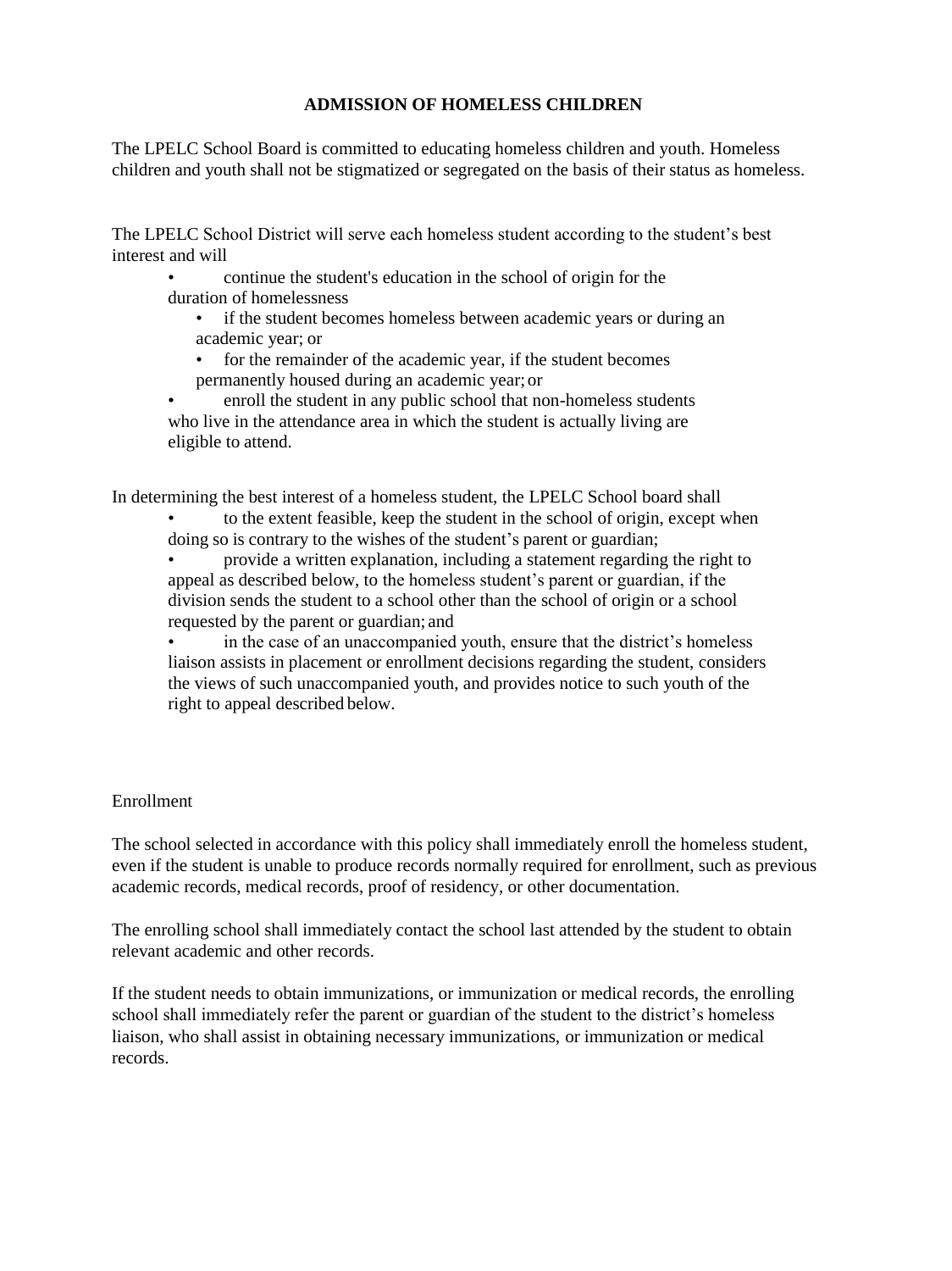## ADMISSION OF HOMELESS CHILDREN

The LPELC School Board is committed to educating homeless children and youth. Homeless children and youth shall not be stigmatized or segregated on the basis of their status as homeless.

The LPELC School District will serve each homeless student according to the student's best interest and will

- continue the student's education in the school of origin for the duration of homelessness
  - if the student becomes homeless between academic years or during an academic year; or
  - for the remainder of the academic year, if the student becomes permanently housed during an academic year; or
- enroll the student in any public school that non-homeless students who live in the attendance area in which the student is actually living are eligible to attend.

In determining the best interest of a homeless student, the LPELC School board shall

- to the extent feasible, keep the student in the school of origin, except when doing so is contrary to the wishes of the student's parent or guardian;
- provide a written explanation, including a statement regarding the right to appeal as described below, to the homeless student's parent or guardian, if the division sends the student to a school other than the school of origin or a school requested by the parent or guardian; and
- in the case of an unaccompanied youth, ensure that the district's homeless liaison assists in placement or enrollment decisions regarding the student, considers the views of such unaccompanied youth, and provides notice to such youth of the right to appeal described below.

Enrollment

The school selected in accordance with this policy shall immediately enroll the homeless student, even if the student is unable to produce records normally required for enrollment, such as previous academic records, medical records, proof of residency, or other documentation.

The enrolling school shall immediately contact the school last attended by the student to obtain relevant academic and other records.

If the student needs to obtain immunizations, or immunization or medical records, the enrolling school shall immediately refer the parent or guardian of the student to the district's homeless liaison, who shall assist in obtaining necessary immunizations, or immunization or medical records.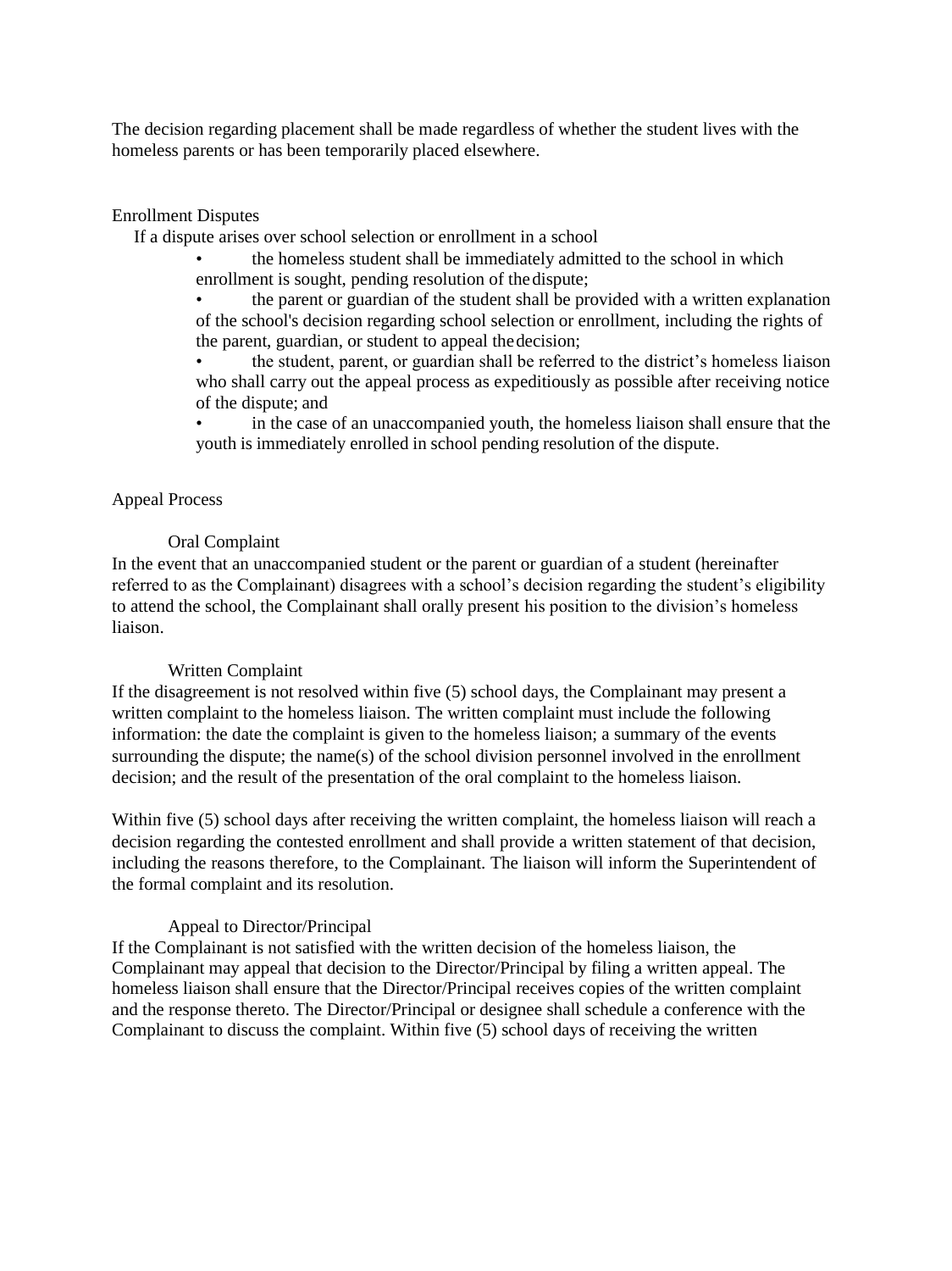The decision regarding placement shall be made regardless of whether the student lives with the homeless parents or has been temporarily placed elsewhere.

## Enrollment Disputes

If a dispute arises over school selection or enrollment in a school

- the homeless student shall be immediately admitted to the school in which enrollment is sought, pending resolution of the dispute;
- the parent or guardian of the student shall be provided with a written explanation of the school's decision regarding school selection or enrollment, including the rights of the parent, guardian, or student to appeal the decision;
- the student, parent, or guardian shall be referred to the district's homeless liaison who shall carry out the appeal process as expeditiously as possible after receiving notice of the dispute; and
- in the case of an unaccompanied youth, the homeless liaison shall ensure that the youth is immediately enrolled in school pending resolution of the dispute.

## Appeal Process

### Oral Complaint

In the event that an unaccompanied student or the parent or guardian of a student (hereinafter referred to as the Complainant) disagrees with a school's decision regarding the student's eligibility to attend the school, the Complainant shall orally present his position to the division's homeless liaison.

### Written Complaint

If the disagreement is not resolved within five (5) school days, the Complainant may present a written complaint to the homeless liaison. The written complaint must include the following information: the date the complaint is given to the homeless liaison; a summary of the events surrounding the dispute; the name(s) of the school division personnel involved in the enrollment decision; and the result of the presentation of the oral complaint to the homeless liaison.

Within five (5) school days after receiving the written complaint, the homeless liaison will reach a decision regarding the contested enrollment and shall provide a written statement of that decision, including the reasons therefore, to the Complainant. The liaison will inform the Superintendent of the formal complaint and its resolution.

### Appeal to Director/Principal

If the Complainant is not satisfied with the written decision of the homeless liaison, the Complainant may appeal that decision to the Director/Principal by filing a written appeal. The homeless liaison shall ensure that the Director/Principal receives copies of the written complaint and the response thereto. The Director/Principal or designee shall schedule a conference with the Complainant to discuss the complaint. Within five (5) school days of receiving the written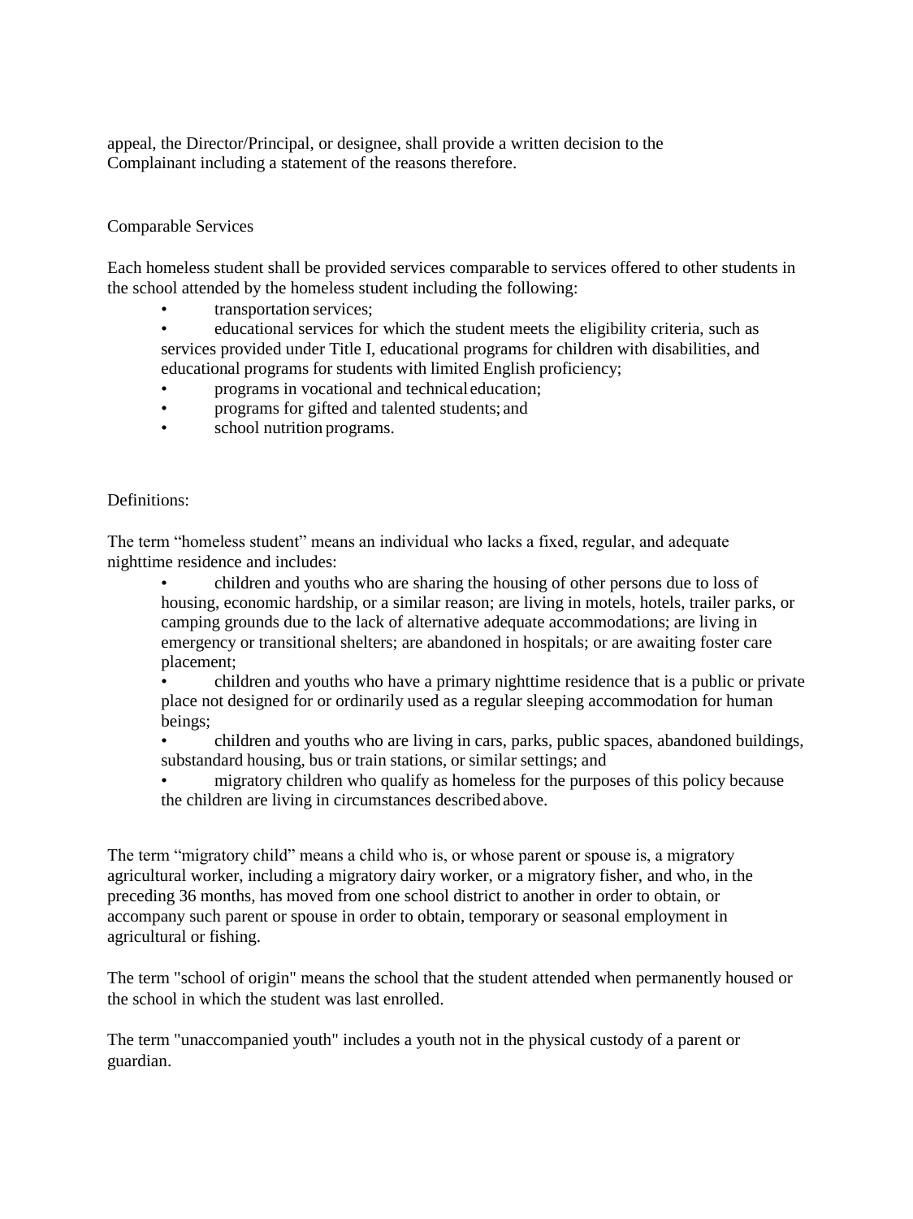appeal, the Director/Principal, or designee, shall provide a written decision to the Complainant including a statement of the reasons therefore.

Comparable Services

Each homeless student shall be provided services comparable to services offered to other students in the school attended by the homeless student including the following:

- transportation services;
- educational services for which the student meets the eligibility criteria, such as services provided under Title I, educational programs for children with disabilities, and educational programs for students with limited English proficiency;
- programs in vocational and technical education;
- programs for gifted and talented students; and
- school nutrition programs.

Definitions:

The term “homeless student” means an individual who lacks a fixed, regular, and adequate nighttime residence and includes:

- children and youths who are sharing the housing of other persons due to loss of housing, economic hardship, or a similar reason; are living in motels, hotels, trailer parks, or camping grounds due to the lack of alternative adequate accommodations; are living in emergency or transitional shelters; are abandoned in hospitals; or are awaiting foster care placement;
- children and youths who have a primary nighttime residence that is a public or private place not designed for or ordinarily used as a regular sleeping accommodation for human beings;
- children and youths who are living in cars, parks, public spaces, abandoned buildings, substandard housing, bus or train stations, or similar settings; and
- migratory children who qualify as homeless for the purposes of this policy because the children are living in circumstances described above.

The term “migratory child” means a child who is, or whose parent or spouse is, a migratory agricultural worker, including a migratory dairy worker, or a migratory fisher, and who, in the preceding 36 months, has moved from one school district to another in order to obtain, or accompany such parent or spouse in order to obtain, temporary or seasonal employment in agricultural or fishing.

The term "school of origin" means the school that the student attended when permanently housed or the school in which the student was last enrolled.

The term "unaccompanied youth" includes a youth not in the physical custody of a parent or guardian.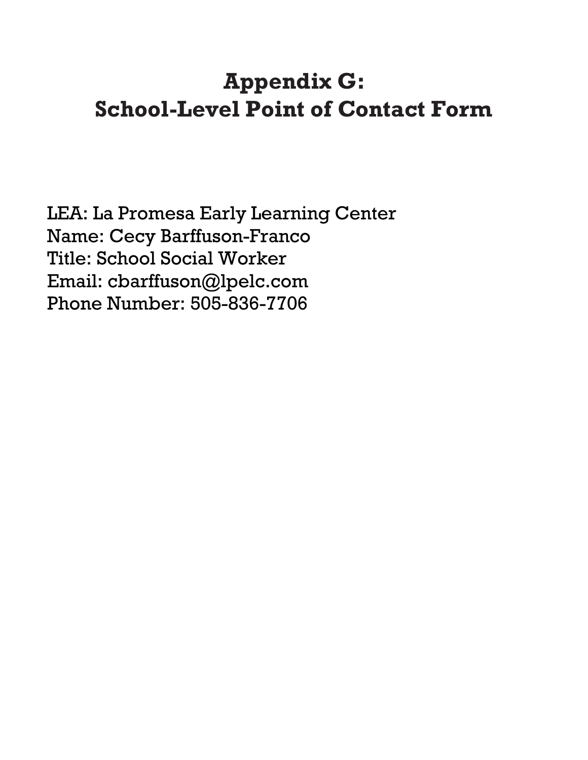# Appendix G: School-Level Point of Contact Form

LEA: La Promesa Early Learning Center
Name: Cecy Barffuson-Franco
Title: School Social Worker
Email: cbarffuson@lpelc.com
Phone Number: 505-836-7706